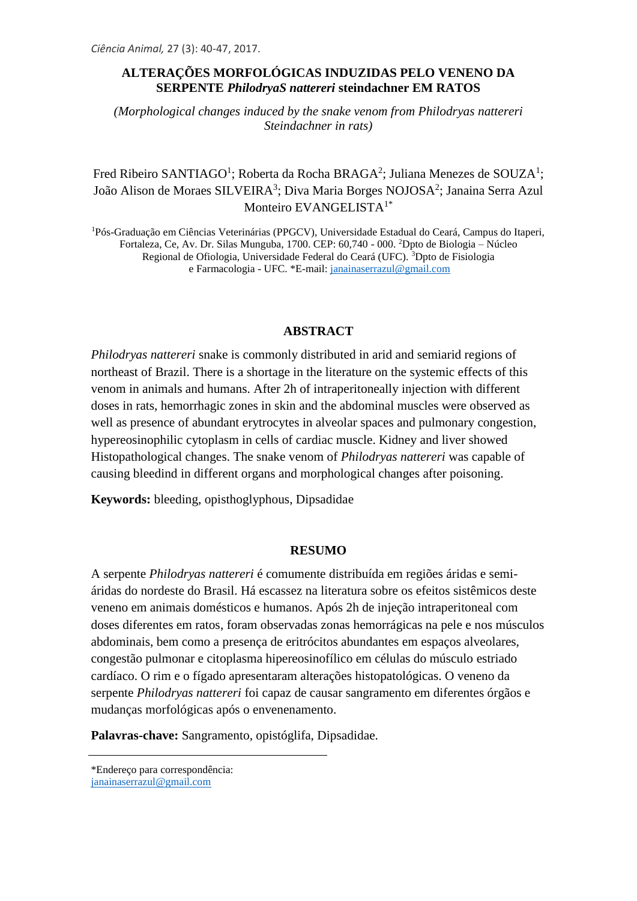# ALTERAÇÕES MORFOLÓGICAS INDUZIDAS PELO VENENO DA SERPENTE *PhilodryaS nattereri* steindachner EM RATOS

*(Morphological changes induced by the snake venom from Philodryas nattereri Steindachner in rats)*

Fred Ribeiro SANTIAGO[1]; Roberta da Rocha BRAGA[2]; Juliana Menezes de SOUZA[1]; João Alison de Moraes SILVEIRA[3]; Diva Maria Borges NOJOSA[2]; Janaina Serra Azul Monteiro EVANGELISTA[1*]

[1]Pós-Graduação em Ciências Veterinárias (PPGCV), Universidade Estadual do Ceará, Campus do Itaperi, Fortaleza, Ce, Av. Dr. Silas Munguba, 1700. CEP: 60,740 - 000. [2]Dpto de Biologia – Núcleo Regional de Ofiologia, Universidade Federal do Ceará (UFC). [3]Dpto de Fisiologia e Farmacologia - UFC. *E-mail: janainaserrazul@gmail.com

## ABSTRACT

*Philodryas nattereri* snake is commonly distributed in arid and semiarid regions of northeast of Brazil. There is a shortage in the literature on the systemic effects of this venom in animals and humans. After 2h of intraperitoneally injection with different doses in rats, hemorrhagic zones in skin and the abdominal muscles were observed as well as presence of abundant erytrocytes in alveolar spaces and pulmonary congestion, hypereosinophilic cytoplasm in cells of cardiac muscle. Kidney and liver showed Histopathological changes. The snake venom of *Philodryas nattereri* was capable of causing bleedind in different organs and morphological changes after poisoning.

**Keywords:** bleeding, opisthoglyphous, Dipsadidae

## RESUMO

A serpente *Philodryas nattereri* é comumente distribuída em regiões áridas e semi-áridas do nordeste do Brasil. Há escassez na literatura sobre os efeitos sistêmicos deste veneno em animais domésticos e humanos. Após 2h de injeção intraperitoneal com doses diferentes em ratos, foram observadas zonas hemorrágicas na pele e nos músculos abdominais, bem como a presença de eritrócitos abundantes em espaços alveolares, congestão pulmonar e citoplasma hipereosinofílico em células do músculo estriado cardíaco. O rim e o fígado apresentaram alterações histopatológicas. O veneno da serpente *Philodryas nattereri* foi capaz de causar sangramento em diferentes órgãos e mudanças morfológicas após o envenenamento.

**Palavras-chave:** Sangramento, opistóglifa, Dipsadidae.

---

*Endereço para correspondência:
janainaserrazul@gmail.com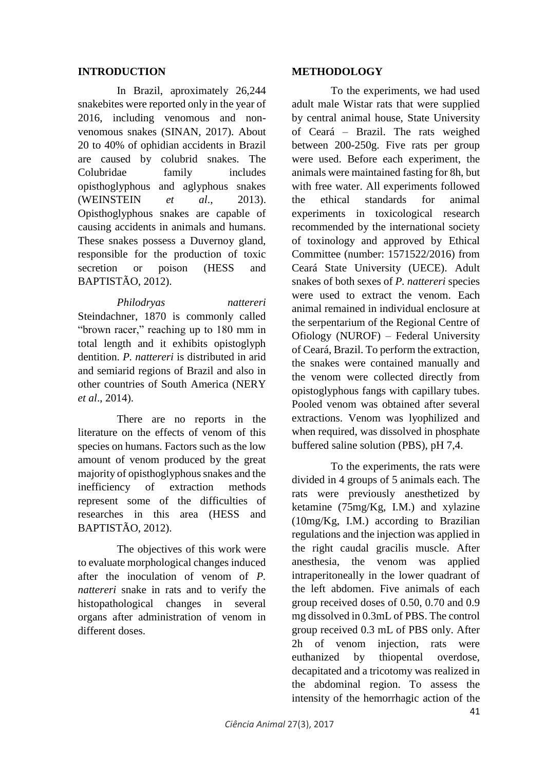## INTRODUCTION

In Brazil, aproximately 26,244 snakebites were reported only in the year of 2016, including venomous and non-venomous snakes (SINAN, 2017). About 20 to 40% of ophidian accidents in Brazil are caused by colubrid snakes. The Colubridae family includes opisthoglyphous and aglyphous snakes (WEINSTEIN *et al*., 2013). Opisthoglyphous snakes are capable of causing accidents in animals and humans. These snakes possess a Duvernoy gland, responsible for the production of toxic secretion or poison (HESS and BAPTISTÃO, 2012).

*Philodryas nattereri* Steindachner, 1870 is commonly called "brown racer," reaching up to 180 mm in total length and it exhibits opistoglyph dentition. *P. nattereri* is distributed in arid and semiarid regions of Brazil and also in other countries of South America (NERY *et al*., 2014).

There are no reports in the literature on the effects of venom of this species on humans. Factors such as the low amount of venom produced by the great majority of opisthoglyphous snakes and the inefficiency of extraction methods represent some of the difficulties of researches in this area (HESS and BAPTISTÃO, 2012).

The objectives of this work were to evaluate morphological changes induced after the inoculation of venom of *P. nattereri* snake in rats and to verify the histopathological changes in several organs after administration of venom in different doses.

## METHODOLOGY

To the experiments, we had used adult male Wistar rats that were supplied by central animal house, State University of Ceará – Brazil. The rats weighed between 200-250g. Five rats per group were used. Before each experiment, the animals were maintained fasting for 8h, but with free water. All experiments followed the ethical standards for animal experiments in toxicological research recommended by the international society of toxinology and approved by Ethical Committee (number: 1571522/2016) from Ceará State University (UECE). Adult snakes of both sexes of *P. nattereri* species were used to extract the venom. Each animal remained in individual enclosure at the serpentarium of the Regional Centre of Ofiology (NUROF) – Federal University of Ceará, Brazil. To perform the extraction, the snakes were contained manually and the venom were collected directly from opistoglyphous fangs with capillary tubes. Pooled venom was obtained after several extractions. Venom was lyophilized and when required, was dissolved in phosphate buffered saline solution (PBS), pH 7,4.

To the experiments, the rats were divided in 4 groups of 5 animals each. The rats were previously anesthetized by ketamine (75mg/Kg, I.M.) and xylazine (10mg/Kg, I.M.) according to Brazilian regulations and the injection was applied in the right caudal gracilis muscle. After anesthesia, the venom was applied intraperitoneally in the lower quadrant of the left abdomen. Five animals of each group received doses of 0.50, 0.70 and 0.9 mg dissolved in 0.3mL of PBS. The control group received 0.3 mL of PBS only. After 2h of venom injection, rats were euthanized by thiopental overdose, decapitated and a tricotomy was realized in the abdominal region. To assess the intensity of the hemorrhagic action of the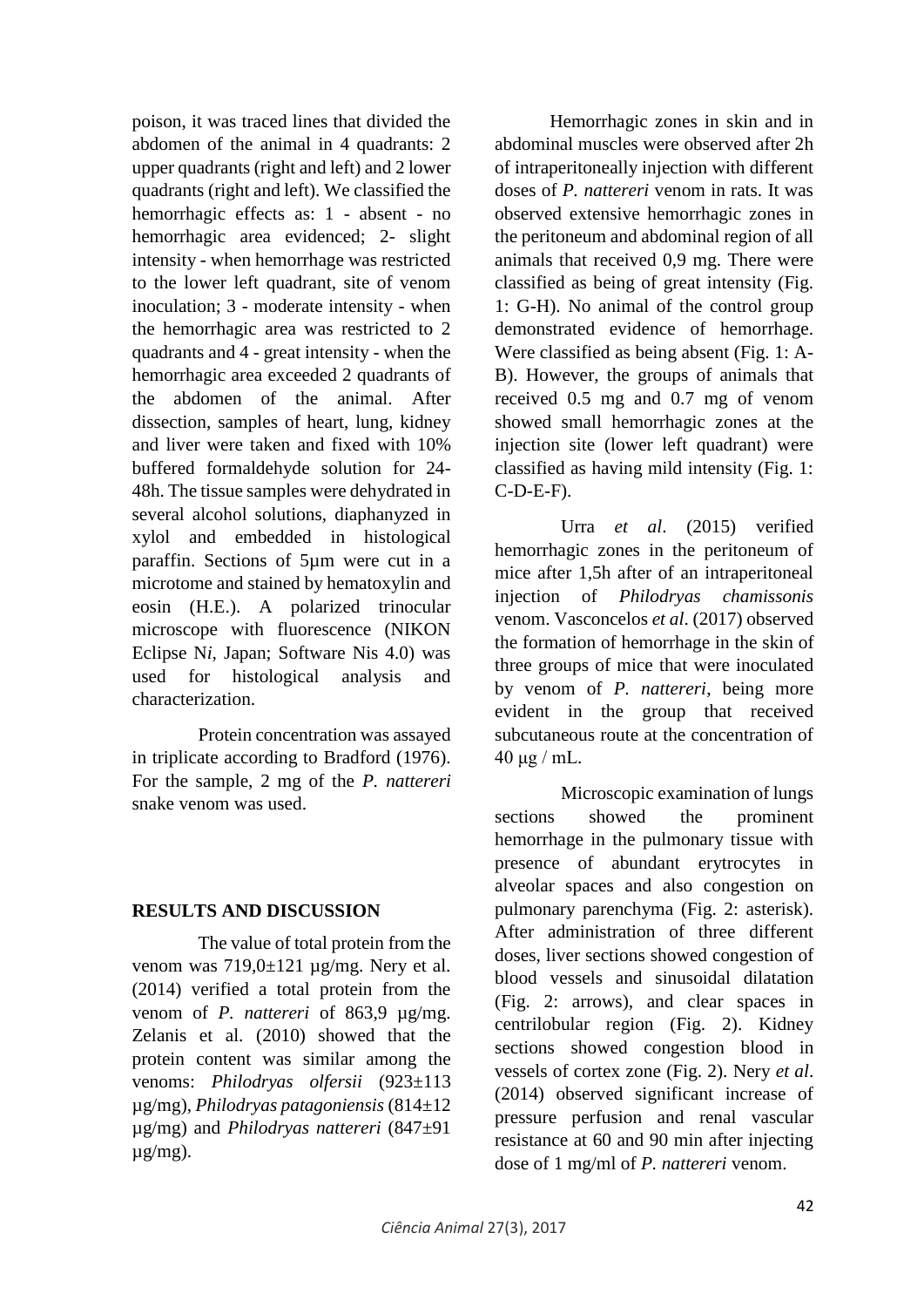poison, it was traced lines that divided the abdomen of the animal in 4 quadrants: 2 upper quadrants (right and left) and 2 lower quadrants (right and left). We classified the hemorrhagic effects as: 1 - absent - no hemorrhagic area evidenced; 2- slight intensity - when hemorrhage was restricted to the lower left quadrant, site of venom inoculation; 3 - moderate intensity - when the hemorrhagic area was restricted to 2 quadrants and 4 - great intensity - when the hemorrhagic area exceeded 2 quadrants of the abdomen of the animal. After dissection, samples of heart, lung, kidney and liver were taken and fixed with 10% buffered formaldehyde solution for 24-48h. The tissue samples were dehydrated in several alcohol solutions, diaphanyzed in xylol and embedded in histological paraffin. Sections of 5µm were cut in a microtome and stained by hematoxylin and eosin (H.E.). A polarized trinocular microscope with fluorescence (NIKON Eclipse N*i*, Japan; Software Nis 4.0) was used for histological analysis and characterization.

Protein concentration was assayed in triplicate according to Bradford (1976). For the sample, 2 mg of the *P. nattereri* snake venom was used.

## RESULTS AND DISCUSSION

The value of total protein from the venom was 719,0±121 µg/mg. Nery et al. (2014) verified a total protein from the venom of *P. nattereri* of 863,9 µg/mg. Zelanis et al. (2010) showed that the protein content was similar among the venoms: *Philodryas olfersii* (923±113 µg/mg), *Philodryas patagoniensis* (814±12 µg/mg) and *Philodryas nattereri* (847±91 µg/mg).

Hemorrhagic zones in skin and in abdominal muscles were observed after 2h of intraperitoneally injection with different doses of *P. nattereri* venom in rats. It was observed extensive hemorrhagic zones in the peritoneum and abdominal region of all animals that received 0,9 mg. There were classified as being of great intensity (Fig. 1: G-H). No animal of the control group demonstrated evidence of hemorrhage. Were classified as being absent (Fig. 1: A-B). However, the groups of animals that received 0.5 mg and 0.7 mg of venom showed small hemorrhagic zones at the injection site (lower left quadrant) were classified as having mild intensity (Fig. 1: C-D-E-F).

Urra *et al*. (2015) verified hemorrhagic zones in the peritoneum of mice after 1,5h after of an intraperitoneal injection of *Philodryas chamissonis* venom. Vasconcelos *et al*. (2017) observed the formation of hemorrhage in the skin of three groups of mice that were inoculated by venom of *P. nattereri*, being more evident in the group that received subcutaneous route at the concentration of 40 µg / mL.

Microscopic examination of lungs sections showed the prominent hemorrhage in the pulmonary tissue with presence of abundant erytrocytes in alveolar spaces and also congestion on pulmonary parenchyma (Fig. 2: asterisk). After administration of three different doses, liver sections showed congestion of blood vessels and sinusoidal dilatation (Fig. 2: arrows), and clear spaces in centrilobular region (Fig. 2). Kidney sections showed congestion blood in vessels of cortex zone (Fig. 2). Nery *et al*. (2014) observed significant increase of pressure perfusion and renal vascular resistance at 60 and 90 min after injecting dose of 1 mg/ml of *P. nattereri* venom.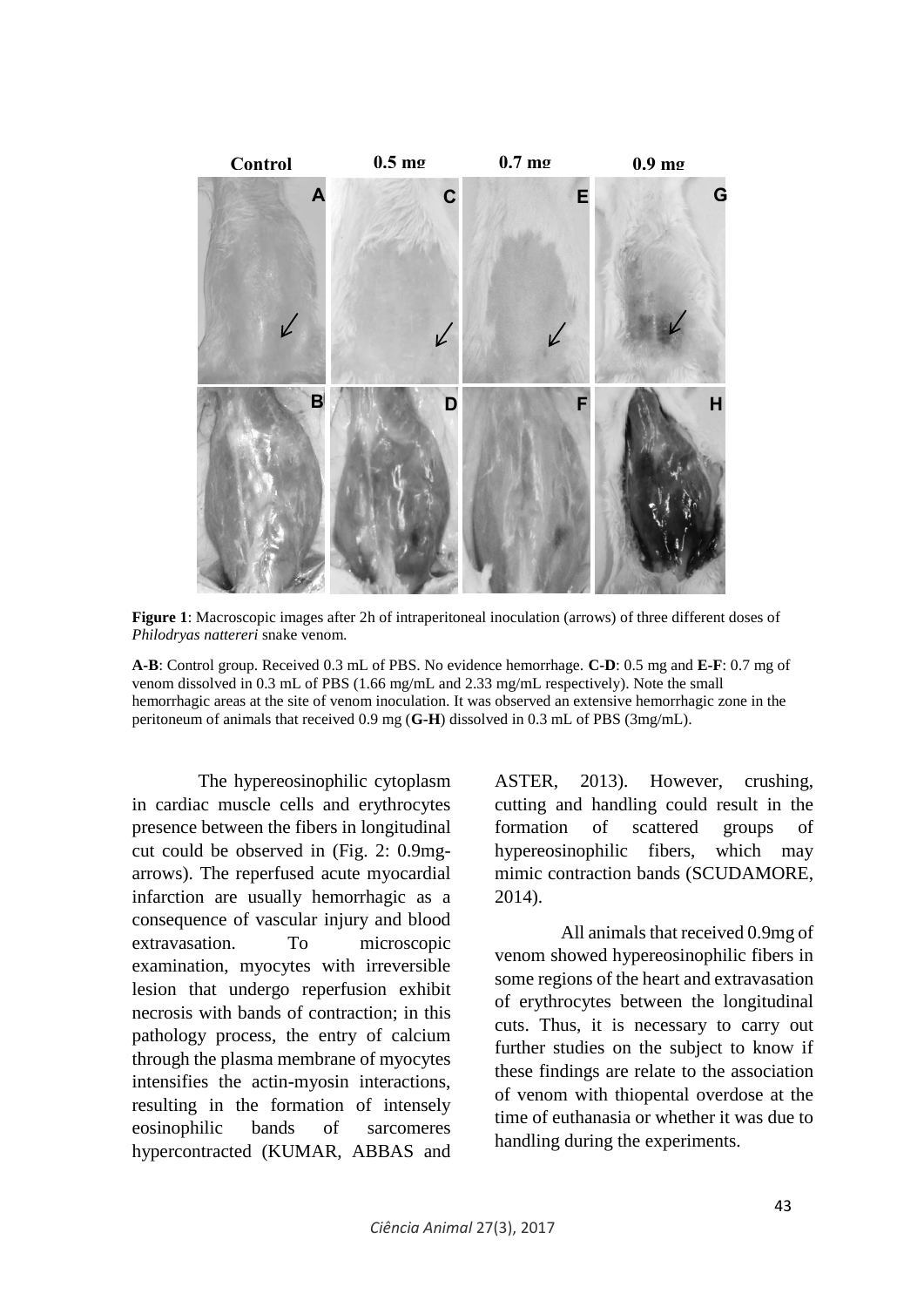**Figure 1**: Macroscopic images after 2h of intraperitoneal inoculation (arrows) of three different doses of *Philodryas nattereri* snake venom.

**A-B**: Control group. Received 0.3 mL of PBS. No evidence hemorrhage. **C-D**: 0.5 mg and **E-F**: 0.7 mg of venom dissolved in 0.3 mL of PBS (1.66 mg/mL and 2.33 mg/mL respectively). Note the small hemorrhagic areas at the site of venom inoculation. It was observed an extensive hemorrhagic zone in the peritoneum of animals that received 0.9 mg (**G-H**) dissolved in 0.3 mL of PBS (3mg/mL).

The hypereosinophilic cytoplasm in cardiac muscle cells and erythrocytes presence between the fibers in longitudinal cut could be observed in (Fig. 2: 0.9mg-arrows). The reperfused acute myocardial infarction are usually hemorrhagic as a consequence of vascular injury and blood extravasation. To microscopic examination, myocytes with irreversible lesion that undergo reperfusion exhibit necrosis with bands of contraction; in this pathology process, the entry of calcium through the plasma membrane of myocytes intensifies the actin-myosin interactions, resulting in the formation of intensely eosinophilic bands of sarcomeres hypercontracted (KUMAR, ABBAS and ASTER, 2013). However, crushing, cutting and handling could result in the formation of scattered groups of hypereosinophilic fibers, which may mimic contraction bands (SCUDAMORE, 2014).

All animals that received 0.9mg of venom showed hypereosinophilic fibers in some regions of the heart and extravasation of erythrocytes between the longitudinal cuts. Thus, it is necessary to carry out further studies on the subject to know if these findings are relate to the association of venom with thiopental overdose at the time of euthanasia or whether it was due to handling during the experiments.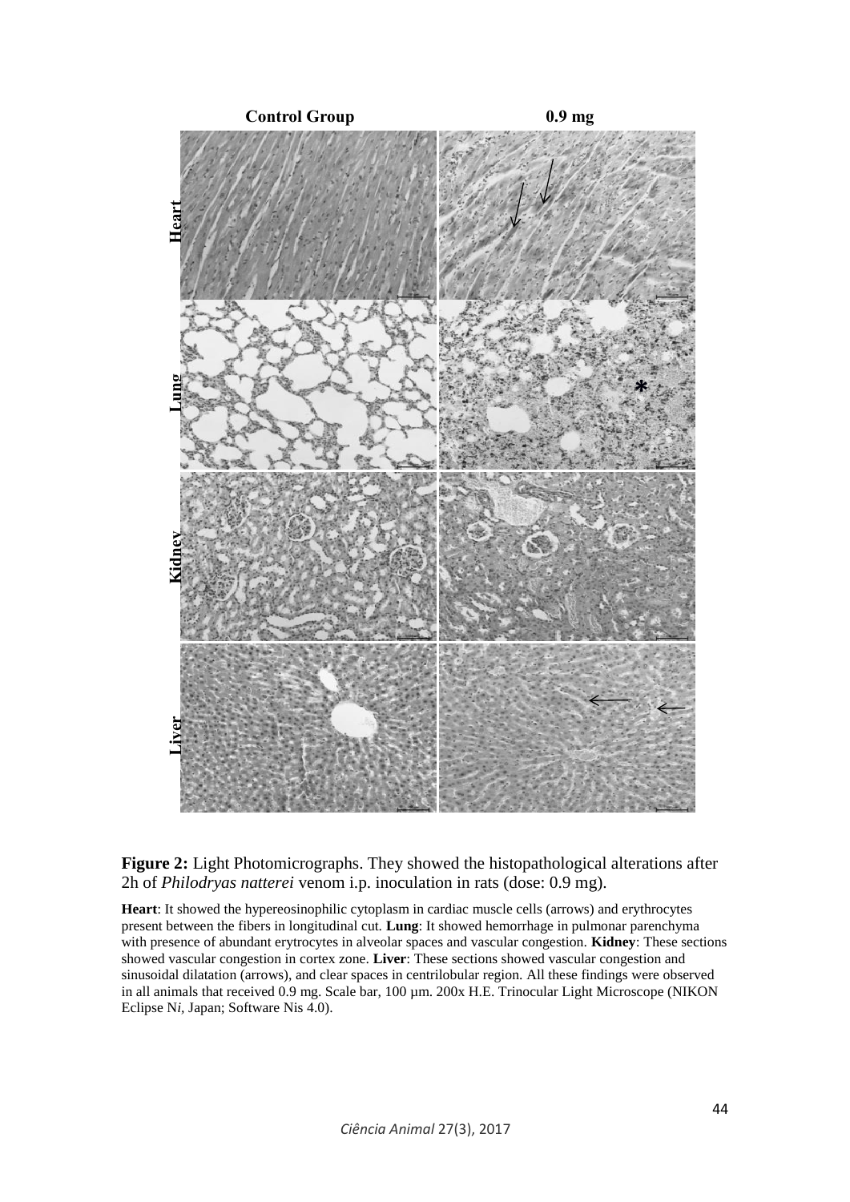**Figure 2:** Light Photomicrographs. They showed the histopathological alterations after 2h of *Philodryas natterei* venom i.p. inoculation in rats (dose: 0.9 mg).

**Heart**: It showed the hypereosinophilic cytoplasm in cardiac muscle cells (arrows) and erythrocytes present between the fibers in longitudinal cut. **Lung**: It showed hemorrhage in pulmonar parenchyma with presence of abundant erytrocytes in alveolar spaces and vascular congestion. **Kidney**: These sections showed vascular congestion in cortex zone. **Liver**: These sections showed vascular congestion and sinusoidal dilatation (arrows), and clear spaces in centrilobular region. All these findings were observed in all animals that received 0.9 mg. Scale bar, 100 µm. 200x H.E. Trinocular Light Microscope (NIKON Eclipse N*i*, Japan; Software Nis 4.0).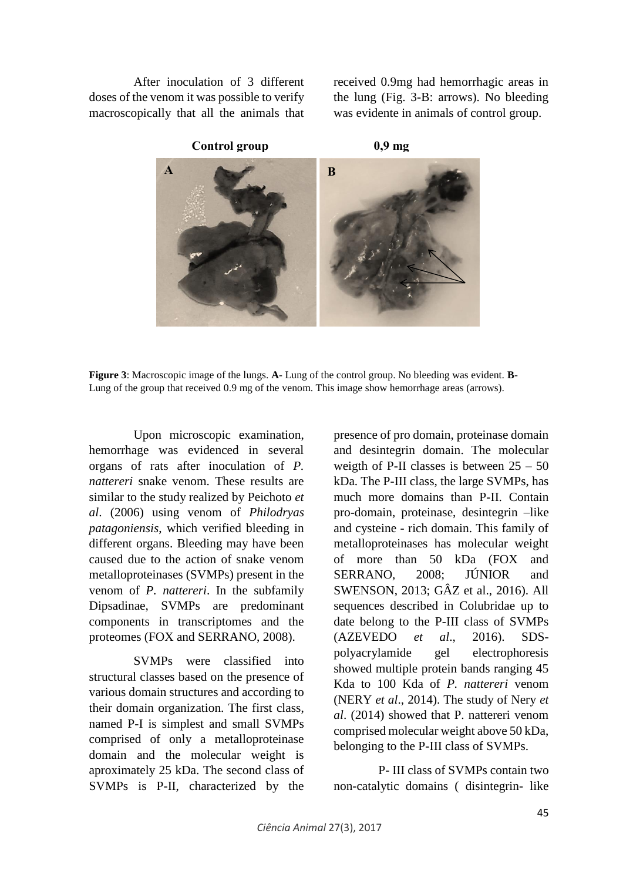After inoculation of 3 different doses of the venom it was possible to verify macroscopically that all the animals that received 0.9mg had hemorrhagic areas in the lung (Fig. 3-B: arrows). No bleeding was evidente in animals of control group.

**Figure 3**: Macroscopic image of the lungs. **A**- Lung of the control group. No bleeding was evident. **B**- Lung of the group that received 0.9 mg of the venom. This image show hemorrhage areas (arrows).

Upon microscopic examination, hemorrhage was evidenced in several organs of rats after inoculation of *P. nattereri* snake venom. These results are similar to the study realized by Peichoto *et al*. (2006) using venom of *Philodryas patagoniensis*, which verified bleeding in different organs. Bleeding may have been caused due to the action of snake venom metalloproteinases (SVMPs) present in the venom of *P. nattereri*. In the subfamily Dipsadinae, SVMPs are predominant components in transcriptomes and the proteomes (FOX and SERRANO, 2008).

SVMPs were classified into structural classes based on the presence of various domain structures and according to their domain organization. The first class, named P-I is simplest and small SVMPs comprised of only a metalloproteinase domain and the molecular weight is aproximately 25 kDa. The second class of SVMPs is P-II, characterized by the presence of pro domain, proteinase domain and desintegrin domain. The molecular weigth of P-II classes is between 25 – 50 kDa. The P-III class, the large SVMPs, has much more domains than P-II. Contain pro-domain, proteinase, desintegrin –like and cysteine - rich domain. This family of metalloproteinases has molecular weight of more than 50 kDa (FOX and SERRANO, 2008; JÚNIOR and SWENSON, 2013; GÂZ et al., 2016). All sequences described in Colubridae up to date belong to the P-III class of SVMPs (AZEVEDO *et al*., 2016). SDS-polyacrylamide gel electrophoresis showed multiple protein bands ranging 45 Kda to 100 Kda of *P. nattereri* venom (NERY *et al*., 2014). The study of Nery *et al*. (2014) showed that P. nattereri venom comprised molecular weight above 50 kDa, belonging to the P-III class of SVMPs.

P- III class of SVMPs contain two non-catalytic domains ( disintegrin- like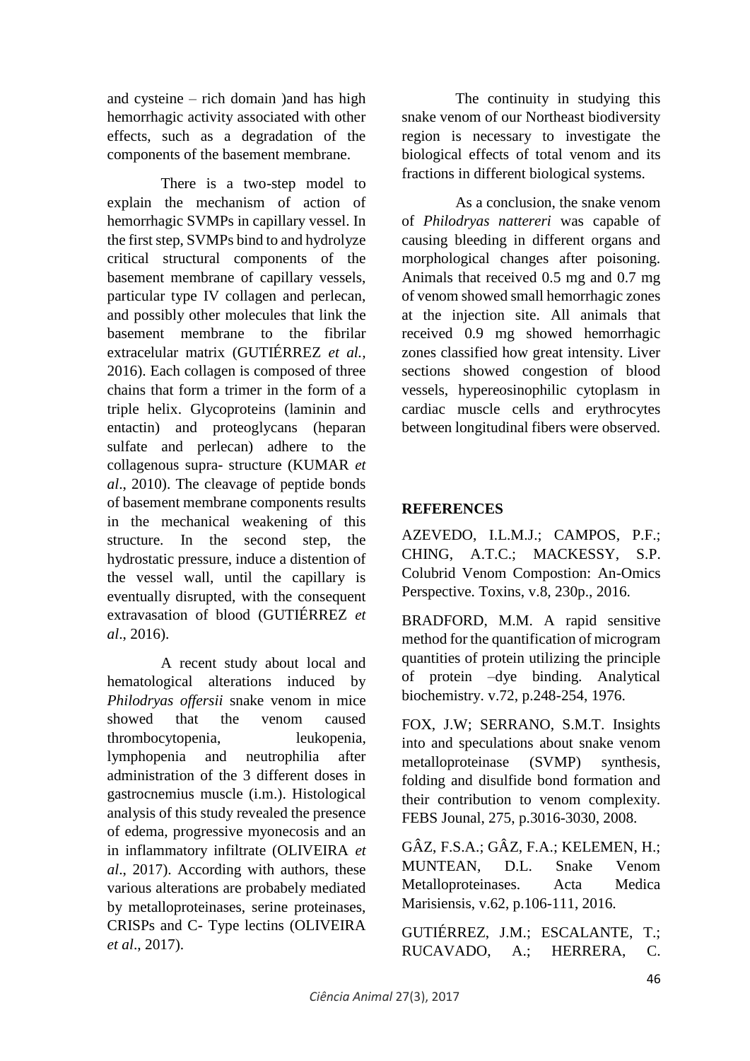and cysteine – rich domain )and has high hemorrhagic activity associated with other effects, such as a degradation of the components of the basement membrane.

There is a two-step model to explain the mechanism of action of hemorrhagic SVMPs in capillary vessel. In the first step, SVMPs bind to and hydrolyze critical structural components of the basement membrane of capillary vessels, particular type IV collagen and perlecan, and possibly other molecules that link the basement membrane to the fibrilar extracelular matrix (GUTIÉRREZ *et al.,* 2016). Each collagen is composed of three chains that form a trimer in the form of a triple helix. Glycoproteins (laminin and entactin) and proteoglycans (heparan sulfate and perlecan) adhere to the collagenous supra- structure (KUMAR *et al*., 2010). The cleavage of peptide bonds of basement membrane components results in the mechanical weakening of this structure. In the second step, the hydrostatic pressure, induce a distention of the vessel wall, until the capillary is eventually disrupted, with the consequent extravasation of blood (GUTIÉRREZ *et al*., 2016).

A recent study about local and hematological alterations induced by *Philodryas offersii* snake venom in mice showed that the venom caused thrombocytopenia, leukopenia, lymphopenia and neutrophilia after administration of the 3 different doses in gastrocnemius muscle (i.m.). Histological analysis of this study revealed the presence of edema, progressive myonecosis and an in inflammatory infiltrate (OLIVEIRA *et al*., 2017). According with authors, these various alterations are probabely mediated by metalloproteinases, serine proteinases, CRISPs and C- Type lectins (OLIVEIRA *et al*., 2017).

The continuity in studying this snake venom of our Northeast biodiversity region is necessary to investigate the biological effects of total venom and its fractions in different biological systems.

As a conclusion, the snake venom of *Philodryas nattereri* was capable of causing bleeding in different organs and morphological changes after poisoning. Animals that received 0.5 mg and 0.7 mg of venom showed small hemorrhagic zones at the injection site. All animals that received 0.9 mg showed hemorrhagic zones classified how great intensity. Liver sections showed congestion of blood vessels, hypereosinophilic cytoplasm in cardiac muscle cells and erythrocytes between longitudinal fibers were observed.

## REFERENCES

AZEVEDO, I.L.M.J.; CAMPOS, P.F.; CHING, A.T.C.; MACKESSY, S.P. Colubrid Venom Compostion: An-Omics Perspective. Toxins, v.8, 230p., 2016.

BRADFORD, M.M. A rapid sensitive method for the quantification of microgram quantities of protein utilizing the principle of protein –dye binding. Analytical biochemistry. v.72, p.248-254, 1976.

FOX, J.W; SERRANO, S.M.T. Insights into and speculations about snake venom metalloproteinase (SVMP) synthesis, folding and disulfide bond formation and their contribution to venom complexity. FEBS Jounal, 275, p.3016-3030, 2008.

GÂZ, F.S.A.; GÂZ, F.A.; KELEMEN, H.; MUNTEAN, D.L. Snake Venom Metalloproteinases. Acta Medica Marisiensis, v.62, p.106-111, 2016.

GUTIÉRREZ, J.M.; ESCALANTE, T.; RUCAVADO, A.; HERRERA, C.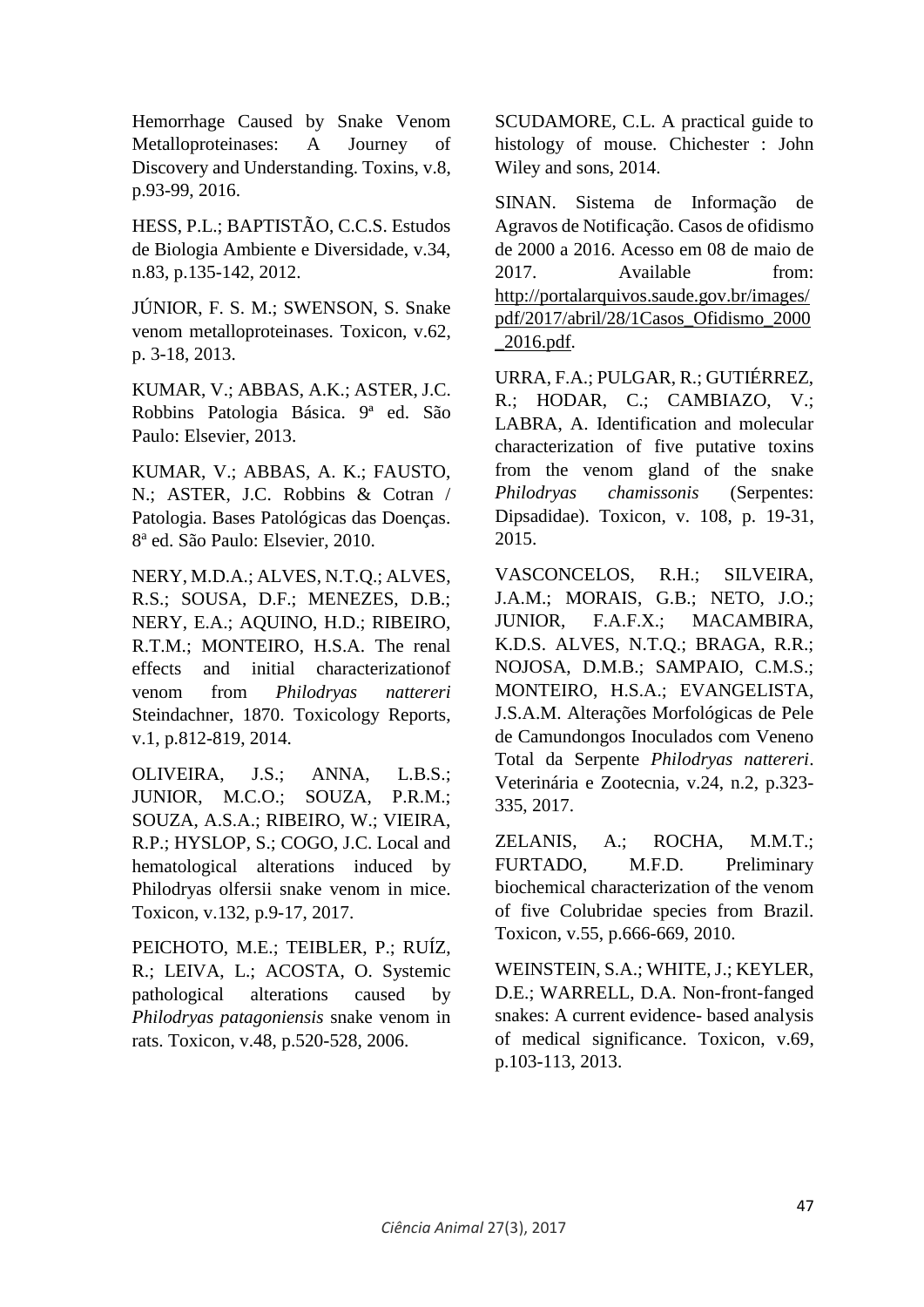Hemorrhage Caused by Snake Venom Metalloproteinases: A Journey of Discovery and Understanding. Toxins, v.8, p.93-99, 2016.

HESS, P.L.; BAPTISTÃO, C.C.S. Estudos de Biologia Ambiente e Diversidade, v.34, n.83, p.135-142, 2012.

JÚNIOR, F. S. M.; SWENSON, S. Snake venom metalloproteinases. Toxicon, v.62, p. 3-18, 2013.

KUMAR, V.; ABBAS, A.K.; ASTER, J.C. Robbins Patologia Básica. 9ª ed. São Paulo: Elsevier, 2013.

KUMAR, V.; ABBAS, A. K.; FAUSTO, N.; ASTER, J.C. Robbins & Cotran / Patologia. Bases Patológicas das Doenças. 8ª ed. São Paulo: Elsevier, 2010.

NERY, M.D.A.; ALVES, N.T.Q.; ALVES, R.S.; SOUSA, D.F.; MENEZES, D.B.; NERY, E.A.; AQUINO, H.D.; RIBEIRO, R.T.M.; MONTEIRO, H.S.A. The renal effects and initial characterizationof venom from *Philodryas nattereri* Steindachner, 1870. Toxicology Reports, v.1, p.812-819, 2014.

OLIVEIRA, J.S.; ANNA, L.B.S.; JUNIOR, M.C.O.; SOUZA, P.R.M.; SOUZA, A.S.A.; RIBEIRO, W.; VIEIRA, R.P.; HYSLOP, S.; COGO, J.C. Local and hematological alterations induced by Philodryas olfersii snake venom in mice. Toxicon, v.132, p.9-17, 2017.

PEICHOTO, M.E.; TEIBLER, P.; RUÍZ, R.; LEIVA, L.; ACOSTA, O. Systemic pathological alterations caused by *Philodryas patagoniensis* snake venom in rats. Toxicon, v.48, p.520-528, 2006.

SCUDAMORE, C.L. A practical guide to histology of mouse. Chichester : John Wiley and sons, 2014.

SINAN. Sistema de Informação de Agravos de Notificação. Casos de ofidismo de 2000 a 2016. Acesso em 08 de maio de 2017. Available from: http://portalarquivos.saude.gov.br/images/pdf/2017/abril/28/1Casos_Ofidismo_2000_2016.pdf.

URRA, F.A.; PULGAR, R.; GUTIÉRREZ, R.; HODAR, C.; CAMBIAZO, V.; LABRA, A. Identification and molecular characterization of five putative toxins from the venom gland of the snake *Philodryas chamissonis* (Serpentes: Dipsadidae). Toxicon, v. 108, p. 19-31, 2015.

VASCONCELOS, R.H.; SILVEIRA, J.A.M.; MORAIS, G.B.; NETO, J.O.; JUNIOR, F.A.F.X.; MACAMBIRA, K.D.S. ALVES, N.T.Q.; BRAGA, R.R.; NOJOSA, D.M.B.; SAMPAIO, C.M.S.; MONTEIRO, H.S.A.; EVANGELISTA, J.S.A.M. Alterações Morfológicas de Pele de Camundongos Inoculados com Veneno Total da Serpente *Philodryas nattereri*. Veterinária e Zootecnia, v.24, n.2, p.323-335, 2017.

ZELANIS, A.; ROCHA, M.M.T.; FURTADO, M.F.D. Preliminary biochemical characterization of the venom of five Colubridae species from Brazil. Toxicon, v.55, p.666-669, 2010.

WEINSTEIN, S.A.; WHITE, J.; KEYLER, D.E.; WARRELL, D.A. Non-front-fanged snakes: A current evidence- based analysis of medical significance. Toxicon, v.69, p.103-113, 2013.